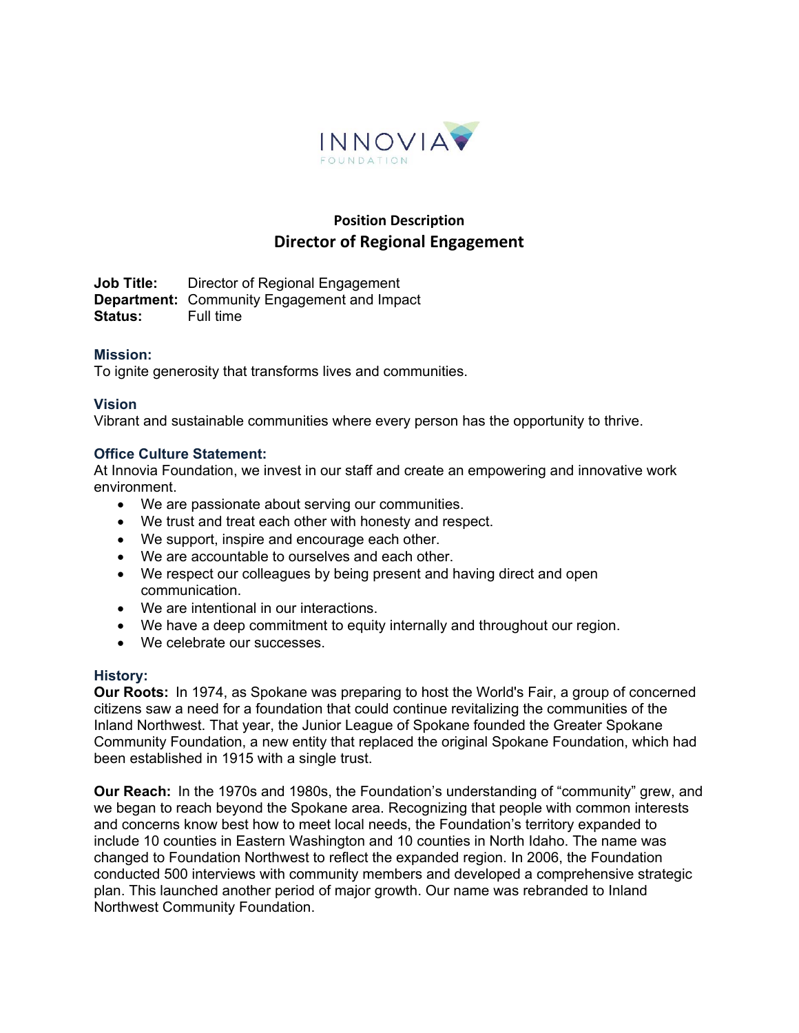INNOVIA FOUNDATION

## Position Description

# Director of Regional Engagement

**Job Title:** Director of Regional Engagement
**Department:** Community Engagement and Impact
**Status:** Full time

### Mission:

To ignite generosity that transforms lives and communities.

### Vision

Vibrant and sustainable communities where every person has the opportunity to thrive.

### Office Culture Statement:

At Innovia Foundation, we invest in our staff and create an empowering and innovative work environment.

- We are passionate about serving our communities.
- We trust and treat each other with honesty and respect.
- We support, inspire and encourage each other.
- We are accountable to ourselves and each other.
- We respect our colleagues by being present and having direct and open communication.
- We are intentional in our interactions.
- We have a deep commitment to equity internally and throughout our region.
- We celebrate our successes.

### History:

**Our Roots:** In 1974, as Spokane was preparing to host the World's Fair, a group of concerned citizens saw a need for a foundation that could continue revitalizing the communities of the Inland Northwest. That year, the Junior League of Spokane founded the Greater Spokane Community Foundation, a new entity that replaced the original Spokane Foundation, which had been established in 1915 with a single trust.

**Our Reach:** In the 1970s and 1980s, the Foundation's understanding of "community" grew, and we began to reach beyond the Spokane area. Recognizing that people with common interests and concerns know best how to meet local needs, the Foundation's territory expanded to include 10 counties in Eastern Washington and 10 counties in North Idaho. The name was changed to Foundation Northwest to reflect the expanded region. In 2006, the Foundation conducted 500 interviews with community members and developed a comprehensive strategic plan. This launched another period of major growth. Our name was rebranded to Inland Northwest Community Foundation.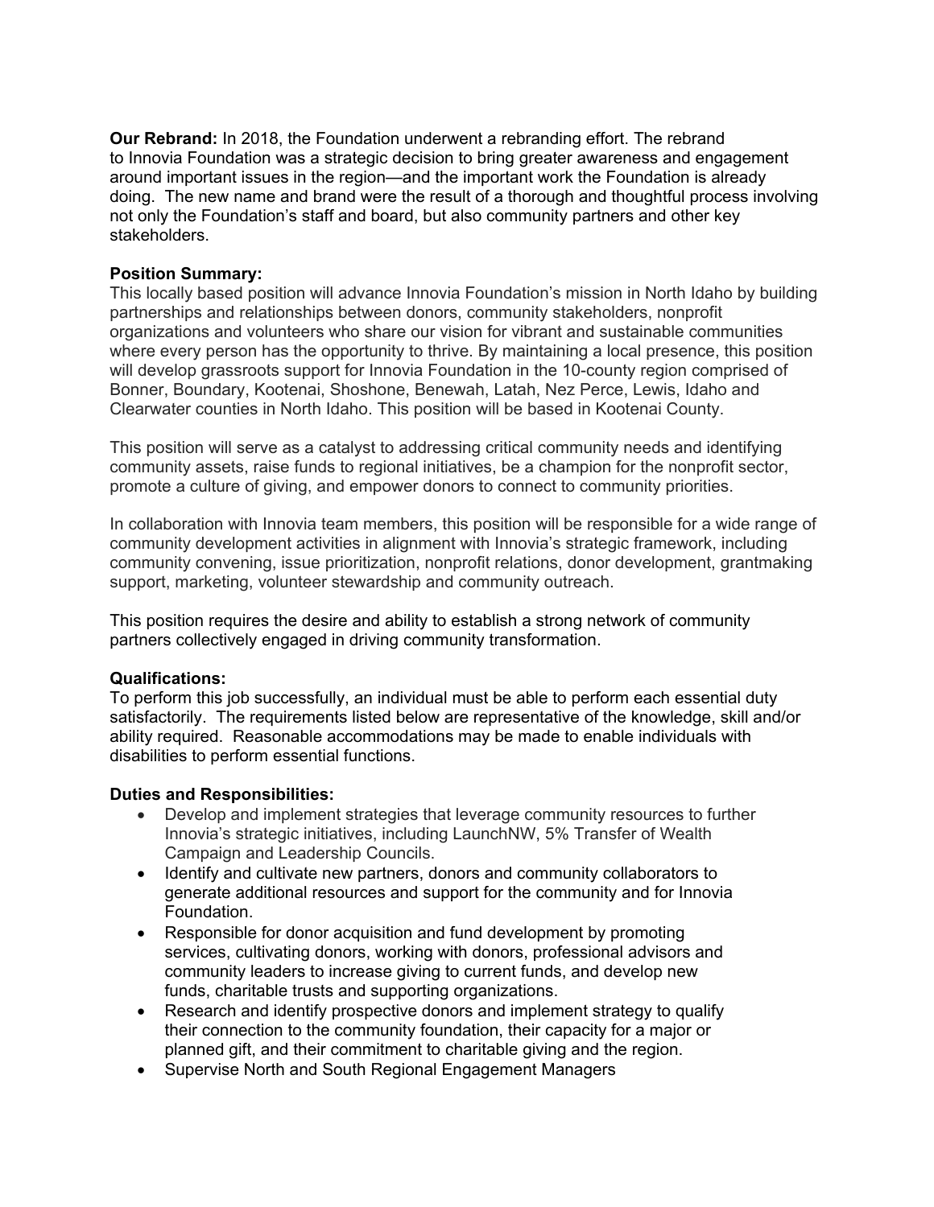**Our Rebrand:** In 2018, the Foundation underwent a rebranding effort. The rebrand to Innovia Foundation was a strategic decision to bring greater awareness and engagement around important issues in the region—and the important work the Foundation is already doing. The new name and brand were the result of a thorough and thoughtful process involving not only the Foundation's staff and board, but also community partners and other key stakeholders.

**Position Summary:**
This locally based position will advance Innovia Foundation's mission in North Idaho by building partnerships and relationships between donors, community stakeholders, nonprofit organizations and volunteers who share our vision for vibrant and sustainable communities where every person has the opportunity to thrive. By maintaining a local presence, this position will develop grassroots support for Innovia Foundation in the 10-county region comprised of Bonner, Boundary, Kootenai, Shoshone, Benewah, Latah, Nez Perce, Lewis, Idaho and Clearwater counties in North Idaho. This position will be based in Kootenai County.

This position will serve as a catalyst to addressing critical community needs and identifying community assets, raise funds to regional initiatives, be a champion for the nonprofit sector, promote a culture of giving, and empower donors to connect to community priorities.

In collaboration with Innovia team members, this position will be responsible for a wide range of community development activities in alignment with Innovia's strategic framework, including community convening, issue prioritization, nonprofit relations, donor development, grantmaking support, marketing, volunteer stewardship and community outreach.

This position requires the desire and ability to establish a strong network of community partners collectively engaged in driving community transformation.

**Qualifications:**
To perform this job successfully, an individual must be able to perform each essential duty satisfactorily. The requirements listed below are representative of the knowledge, skill and/or ability required. Reasonable accommodations may be made to enable individuals with disabilities to perform essential functions.

**Duties and Responsibilities:**

- Develop and implement strategies that leverage community resources to further Innovia's strategic initiatives, including LaunchNW, 5% Transfer of Wealth Campaign and Leadership Councils.
- Identify and cultivate new partners, donors and community collaborators to generate additional resources and support for the community and for Innovia Foundation.
- Responsible for donor acquisition and fund development by promoting services, cultivating donors, working with donors, professional advisors and community leaders to increase giving to current funds, and develop new funds, charitable trusts and supporting organizations.
- Research and identify prospective donors and implement strategy to qualify their connection to the community foundation, their capacity for a major or planned gift, and their commitment to charitable giving and the region.
- Supervise North and South Regional Engagement Managers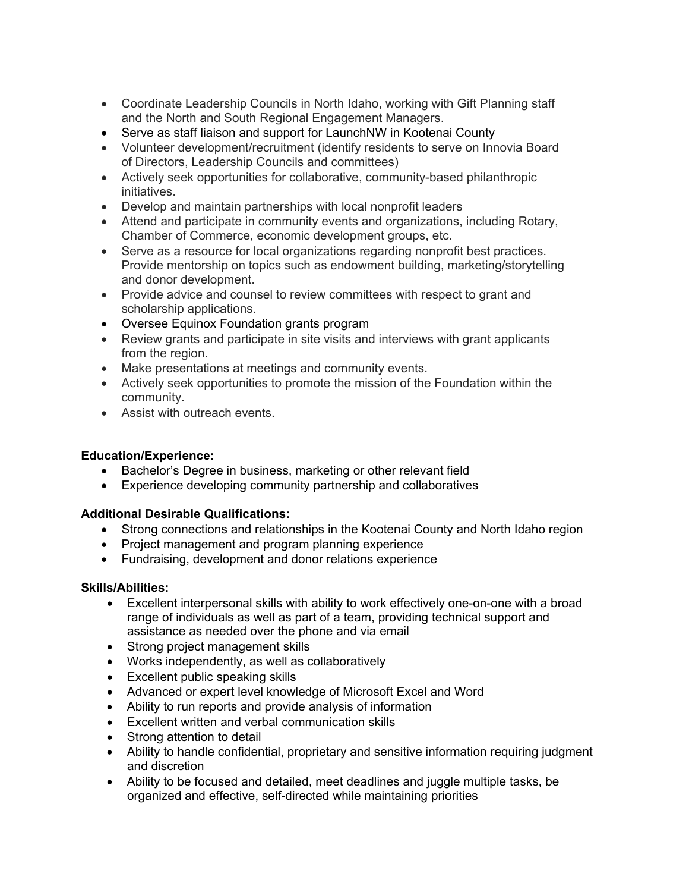- Coordinate Leadership Councils in North Idaho, working with Gift Planning staff and the North and South Regional Engagement Managers.
- Serve as staff liaison and support for LaunchNW in Kootenai County
- Volunteer development/recruitment (identify residents to serve on Innovia Board of Directors, Leadership Councils and committees)
- Actively seek opportunities for collaborative, community-based philanthropic initiatives.
- Develop and maintain partnerships with local nonprofit leaders
- Attend and participate in community events and organizations, including Rotary, Chamber of Commerce, economic development groups, etc.
- Serve as a resource for local organizations regarding nonprofit best practices. Provide mentorship on topics such as endowment building, marketing/storytelling and donor development.
- Provide advice and counsel to review committees with respect to grant and scholarship applications.
- Oversee Equinox Foundation grants program
- Review grants and participate in site visits and interviews with grant applicants from the region.
- Make presentations at meetings and community events.
- Actively seek opportunities to promote the mission of the Foundation within the community.
- Assist with outreach events.

**Education/Experience:**

- Bachelor's Degree in business, marketing or other relevant field
- Experience developing community partnership and collaboratives

**Additional Desirable Qualifications:**

- Strong connections and relationships in the Kootenai County and North Idaho region
- Project management and program planning experience
- Fundraising, development and donor relations experience

**Skills/Abilities:**

- Excellent interpersonal skills with ability to work effectively one-on-one with a broad range of individuals as well as part of a team, providing technical support and assistance as needed over the phone and via email
- Strong project management skills
- Works independently, as well as collaboratively
- Excellent public speaking skills
- Advanced or expert level knowledge of Microsoft Excel and Word
- Ability to run reports and provide analysis of information
- Excellent written and verbal communication skills
- Strong attention to detail
- Ability to handle confidential, proprietary and sensitive information requiring judgment and discretion
- Ability to be focused and detailed, meet deadlines and juggle multiple tasks, be organized and effective, self-directed while maintaining priorities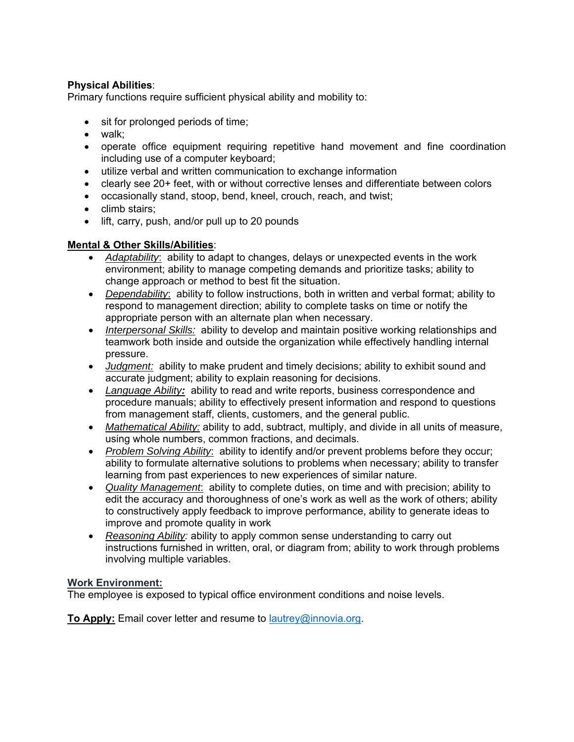**Physical Abilities**:
Primary functions require sufficient physical ability and mobility to:

- sit for prolonged periods of time;
- walk;
- operate office equipment requiring repetitive hand movement and fine coordination including use of a computer keyboard;
- utilize verbal and written communication to exchange information
- clearly see 20+ feet, with or without corrective lenses and differentiate between colors
- occasionally stand, stoop, bend, kneel, crouch, reach, and twist;
- climb stairs;
- lift, carry, push, and/or pull up to 20 pounds

**Mental & Other Skills/Abilities**:

- *Adaptability*: ability to adapt to changes, delays or unexpected events in the work environment; ability to manage competing demands and prioritize tasks; ability to change approach or method to best fit the situation.
- *Dependability*: ability to follow instructions, both in written and verbal format; ability to respond to management direction; ability to complete tasks on time or notify the appropriate person with an alternate plan when necessary.
- *Interpersonal Skills:* ability to develop and maintain positive working relationships and teamwork both inside and outside the organization while effectively handling internal pressure.
- *Judgment:* ability to make prudent and timely decisions; ability to exhibit sound and accurate judgment; ability to explain reasoning for decisions.
- *Language Ability:* ability to read and write reports, business correspondence and procedure manuals; ability to effectively present information and respond to questions from management staff, clients, customers, and the general public.
- *Mathematical Ability:* ability to add, subtract, multiply, and divide in all units of measure, using whole numbers, common fractions, and decimals.
- *Problem Solving Ability*: ability to identify and/or prevent problems before they occur; ability to formulate alternative solutions to problems when necessary; ability to transfer learning from past experiences to new experiences of similar nature.
- *Quality Management*: ability to complete duties, on time and with precision; ability to edit the accuracy and thoroughness of one's work as well as the work of others; ability to constructively apply feedback to improve performance, ability to generate ideas to improve and promote quality in work
- *Reasoning Ability:* ability to apply common sense understanding to carry out instructions furnished in written, oral, or diagram from; ability to work through problems involving multiple variables.

**Work Environment:**
The employee is exposed to typical office environment conditions and noise levels.

**To Apply:** Email cover letter and resume to lautrey@innovia.org.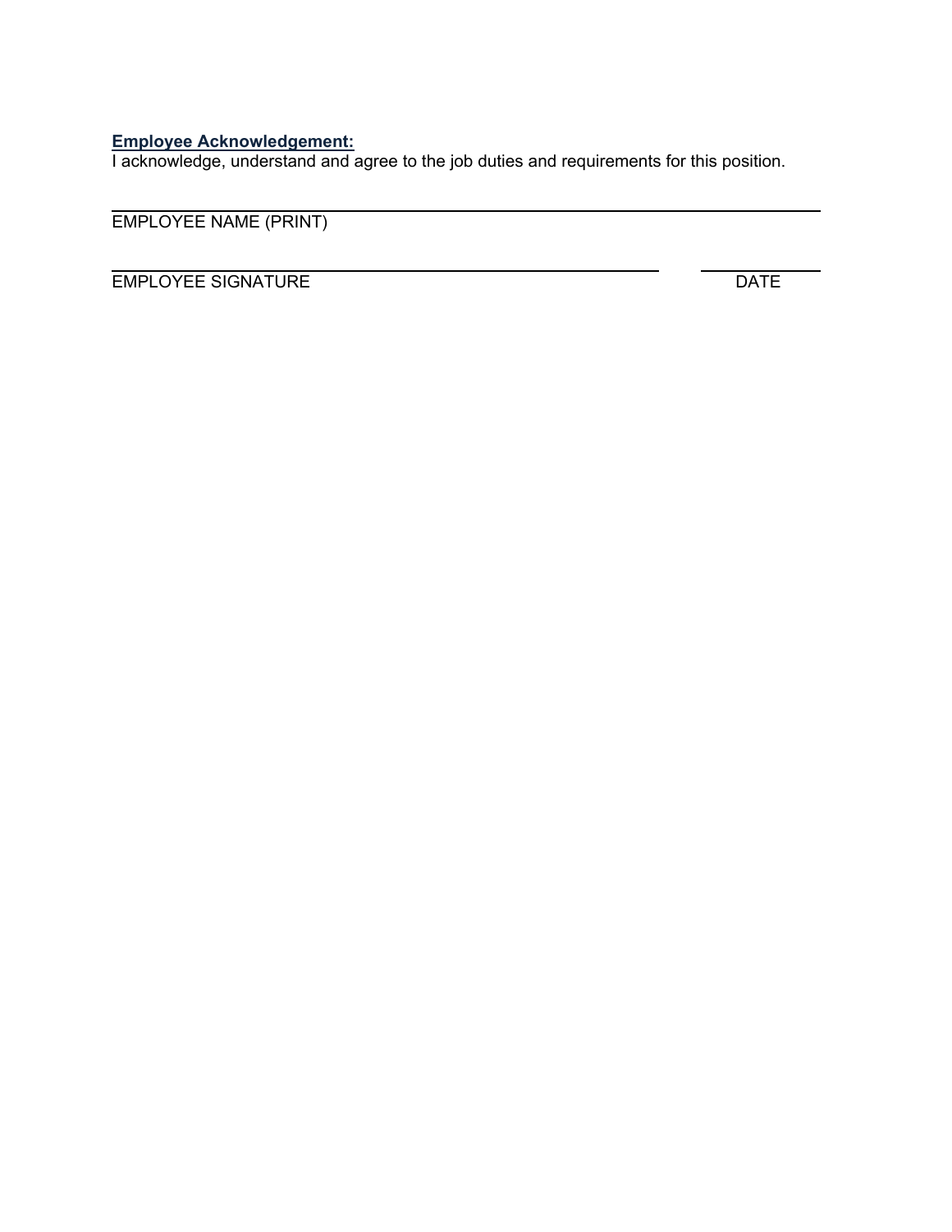**Employee Acknowledgement:**

I acknowledge, understand and agree to the job duties and requirements for this position.

\_\_\_\_\_\_\_\_\_\_\_\_\_\_\_\_\_\_\_\_\_\_\_\_\_\_\_\_\_\_\_\_\_\_\_\_\_\_\_\_\_\_\_\_\_\_\_\_\_\_\_\_\_\_\_\_\_\_\_\_

EMPLOYEE NAME (PRINT)

\_\_\_\_\_\_\_\_\_\_\_\_\_\_\_\_\_\_\_\_\_\_\_\_\_\_\_\_\_\_\_\_\_\_\_\_\_\_\_\_\_\_\_\_\_ \_\_\_\_\_\_\_\_\_\_\_\_

EMPLOYEE SIGNATURE DATE